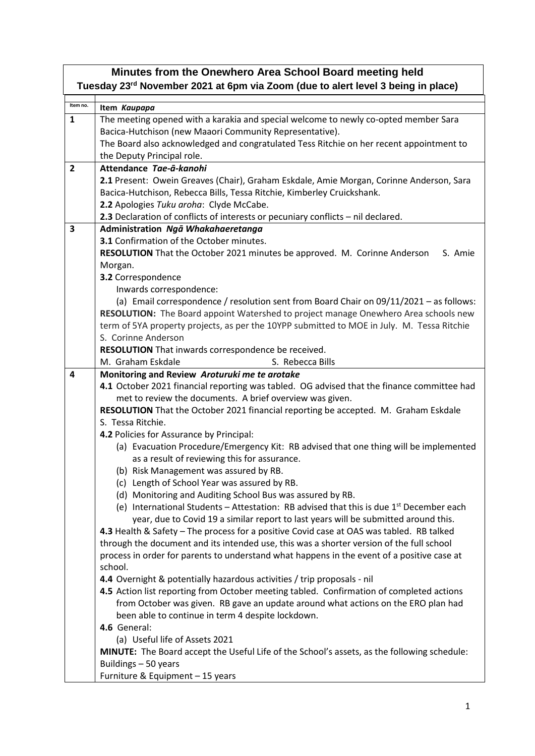# Minutes from the Onewhero Area School Board meeting held

**Tuesday 23rd November 2021 at 6pm via Zoom (due to alert level 3 being in place)**

| Item no. | Item *Kaupapa* |
|---|---|
| **1** | The meeting opened with a karakia and special welcome to newly co-opted member Sara Bacica-Hutchison (new Maaori Community Representative).<br>The Board also acknowledged and congratulated Tess Ritchie on her recent appointment to the Deputy Principal role. |
| **2** | **Attendance** ***Tae-ā-kanohi***<br>**2.1** Present: Owein Greaves (Chair), Graham Eskdale, Amie Morgan, Corinne Anderson, Sara Bacica-Hutchison, Rebecca Bills, Tessa Ritchie, Kimberley Cruickshank.<br>**2.2** Apologies *Tuku aroha*: Clyde McCabe.<br>**2.3** Declaration of conflicts of interests or pecuniary conflicts – nil declared. |
| **3** | **Administration** ***Ngā Whakahaeretanga***<br>**3.1** Confirmation of the October minutes.<br>**RESOLUTION** That the October 2021 minutes be approved. M. Corinne Anderson S. Amie Morgan.<br>**3.2** Correspondence<br>Inwards correspondence:<br>(a) Email correspondence / resolution sent from Board Chair on 09/11/2021 – as follows:<br>**RESOLUTION:** The Board appoint Watershed to project manage Onewhero Area schools new term of 5YA property projects, as per the 10YPP submitted to MOE in July. M. Tessa Ritchie S. Corinne Anderson<br>**RESOLUTION** That inwards correspondence be received.<br>M. Graham Eskdale S. Rebecca Bills |
| **4** | **Monitoring and Review** ***Aroturuki me te arotake***<br>**4.1** October 2021 financial reporting was tabled. OG advised that the finance committee had met to review the documents. A brief overview was given.<br>**RESOLUTION** That the October 2021 financial reporting be accepted. M. Graham Eskdale S. Tessa Ritchie.<br>**4.2** Policies for Assurance by Principal:<br>(a) Evacuation Procedure/Emergency Kit: RB advised that one thing will be implemented as a result of reviewing this for assurance.<br>(b) Risk Management was assured by RB.<br>(c) Length of School Year was assured by RB.<br>(d) Monitoring and Auditing School Bus was assured by RB.<br>(e) International Students – Attestation: RB advised that this is due 1st December each year, due to Covid 19 a similar report to last years will be submitted around this.<br>**4.3** Health & Safety – The process for a positive Covid case at OAS was tabled. RB talked through the document and its intended use, this was a shorter version of the full school process in order for parents to understand what happens in the event of a positive case at school.<br>**4.4** Overnight & potentially hazardous activities / trip proposals - nil<br>**4.5** Action list reporting from October meeting tabled. Confirmation of completed actions from October was given. RB gave an update around what actions on the ERO plan had been able to continue in term 4 despite lockdown.<br>**4.6** General:<br>(a) Useful life of Assets 2021<br>**MINUTE:** The Board accept the Useful Life of the School's assets, as the following schedule:<br>Buildings – 50 years<br>Furniture & Equipment – 15 years |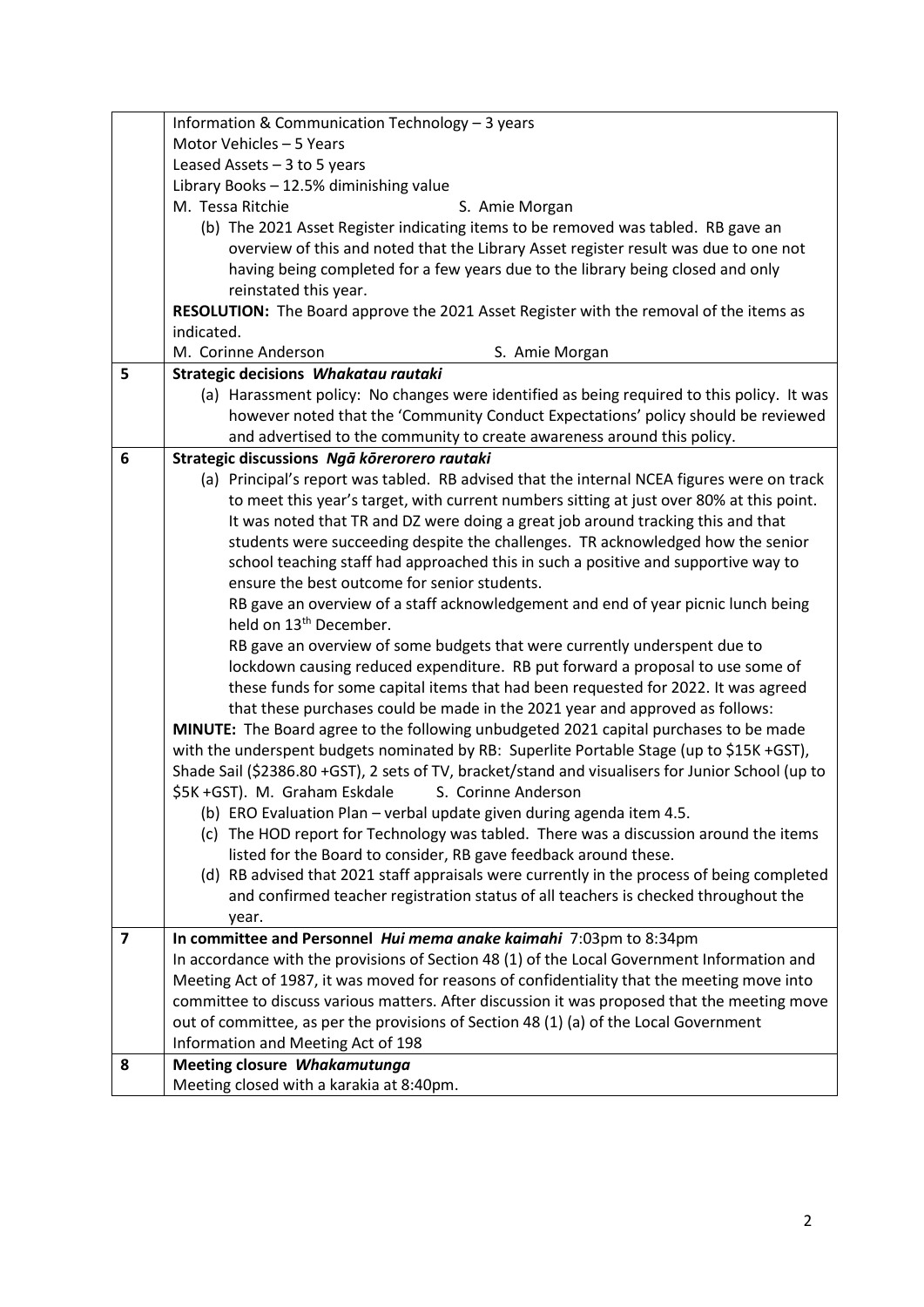| | |
|---|---|
| | Information & Communication Technology – 3 years<br>Motor Vehicles – 5 Years<br>Leased Assets – 3 to 5 years<br>Library Books – 12.5% diminishing value<br>M. Tessa Ritchie S. Amie Morgan<br>(b) The 2021 Asset Register indicating items to be removed was tabled. RB gave an overview of this and noted that the Library Asset register result was due to one not having being completed for a few years due to the library being closed and only reinstated this year.<br>**RESOLUTION:** The Board approve the 2021 Asset Register with the removal of the items as indicated.<br>M. Corinne Anderson S. Amie Morgan |
| **5** | **Strategic decisions *Whakatau rautaki***<br>(a) Harassment policy: No changes were identified as being required to this policy. It was however noted that the 'Community Conduct Expectations' policy should be reviewed and advertised to the community to create awareness around this policy. |
| **6** | **Strategic discussions *Ngā kōrerorero rautaki***<br>(a) Principal's report was tabled. RB advised that the internal NCEA figures were on track to meet this year's target, with current numbers sitting at just over 80% at this point. It was noted that TR and DZ were doing a great job around tracking this and that students were succeeding despite the challenges. TR acknowledged how the senior school teaching staff had approached this in such a positive and supportive way to ensure the best outcome for senior students.<br>RB gave an overview of a staff acknowledgement and end of year picnic lunch being held on 13th December.<br>RB gave an overview of some budgets that were currently underspent due to lockdown causing reduced expenditure. RB put forward a proposal to use some of these funds for some capital items that had been requested for 2022. It was agreed that these purchases could be made in the 2021 year and approved as follows:<br>**MINUTE:** The Board agree to the following unbudgeted 2021 capital purchases to be made with the underspent budgets nominated by RB: Superlite Portable Stage (up to $15K +GST), Shade Sail ($2386.80 +GST), 2 sets of TV, bracket/stand and visualisers for Junior School (up to $5K +GST). M. Graham Eskdale S. Corinne Anderson<br>(b) ERO Evaluation Plan – verbal update given during agenda item 4.5.<br>(c) The HOD report for Technology was tabled. There was a discussion around the items listed for the Board to consider, RB gave feedback around these.<br>(d) RB advised that 2021 staff appraisals were currently in the process of being completed and confirmed teacher registration status of all teachers is checked throughout the year. |
| **7** | **In committee and Personnel *Hui mema anake kaimahi*** 7:03pm to 8:34pm<br>In accordance with the provisions of Section 48 (1) of the Local Government Information and Meeting Act of 1987, it was moved for reasons of confidentiality that the meeting move into committee to discuss various matters. After discussion it was proposed that the meeting move out of committee, as per the provisions of Section 48 (1) (a) of the Local Government Information and Meeting Act of 198 |
| **8** | **Meeting closure *Whakamutunga***<br>Meeting closed with a karakia at 8:40pm. |